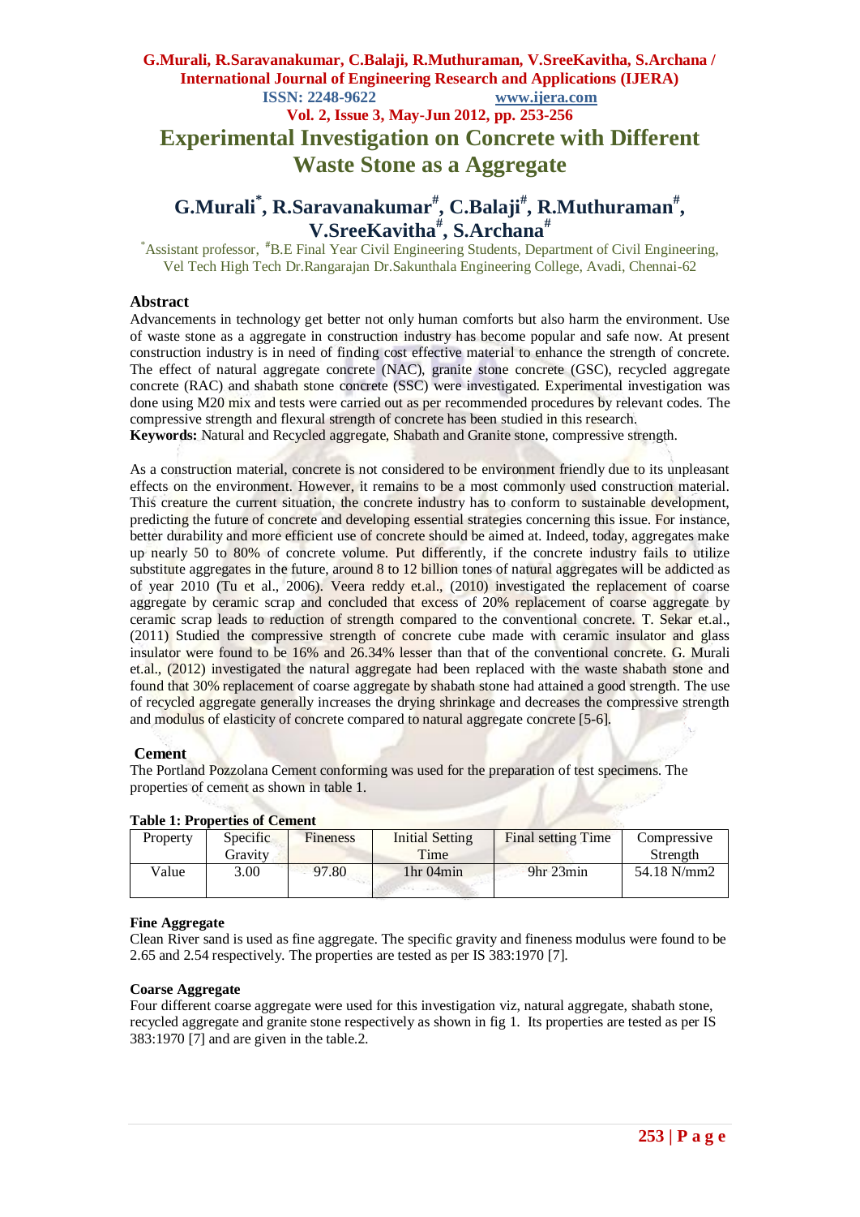# Experimental Investigation on Concrete with Different Waste Stone as a Aggregate

## G.Murali[*], R.Saravanakumar[#], C.Balaji[#], R.Muthuraman[#], V.SreeKavitha[#], S.Archana[#]

[*]Assistant professor, [#]B.E Final Year Civil Engineering Students, Department of Civil Engineering, Vel Tech High Tech Dr.Rangarajan Dr.Sakunthala Engineering College, Avadi, Chennai-62

### Abstract

Advancements in technology get better not only human comforts but also harm the environment. Use of waste stone as a aggregate in construction industry has become popular and safe now. At present construction industry is in need of finding cost effective material to enhance the strength of concrete. The effect of natural aggregate concrete (NAC), granite stone concrete (GSC), recycled aggregate concrete (RAC) and shabath stone concrete (SSC) were investigated. Experimental investigation was done using M20 mix and tests were carried out as per recommended procedures by relevant codes. The compressive strength and flexural strength of concrete has been studied in this research.

**Keywords:** Natural and Recycled aggregate, Shabath and Granite stone, compressive strength.

As a construction material, concrete is not considered to be environment friendly due to its unpleasant effects on the environment. However, it remains to be a most commonly used construction material. This creature the current situation, the concrete industry has to conform to sustainable development, predicting the future of concrete and developing essential strategies concerning this issue. For instance, better durability and more efficient use of concrete should be aimed at. Indeed, today, aggregates make up nearly 50 to 80% of concrete volume. Put differently, if the concrete industry fails to utilize substitute aggregates in the future, around 8 to 12 billion tones of natural aggregates will be addicted as of year 2010 (Tu et al., 2006). Veera reddy et.al., (2010) investigated the replacement of coarse aggregate by ceramic scrap and concluded that excess of 20% replacement of coarse aggregate by ceramic scrap leads to reduction of strength compared to the conventional concrete. T. Sekar et.al., (2011) Studied the compressive strength of concrete cube made with ceramic insulator and glass insulator were found to be 16% and 26.34% lesser than that of the conventional concrete. G. Murali et.al., (2012) investigated the natural aggregate had been replaced with the waste shabath stone and found that 30% replacement of coarse aggregate by shabath stone had attained a good strength. The use of recycled aggregate generally increases the drying shrinkage and decreases the compressive strength and modulus of elasticity of concrete compared to natural aggregate concrete [5-6].

### Cement

The Portland Pozzolana Cement conforming was used for the preparation of test specimens. The properties of cement as shown in table 1.

**Table 1: Properties of Cement**

| Property | Specific Gravity | Fineness | Initial Setting Time | Final setting Time | Compressive Strength |
|---|---|---|---|---|---|
| Value | 3.00 | 97.80 | 1hr 04min | 9hr 23min | 54.18 N/mm2 |

### Fine Aggregate

Clean River sand is used as fine aggregate. The specific gravity and fineness modulus were found to be 2.65 and 2.54 respectively. The properties are tested as per IS 383:1970 [7].

### Coarse Aggregate

Four different coarse aggregate were used for this investigation viz, natural aggregate, shabath stone, recycled aggregate and granite stone respectively as shown in fig 1. Its properties are tested as per IS 383:1970 [7] and are given in the table.2.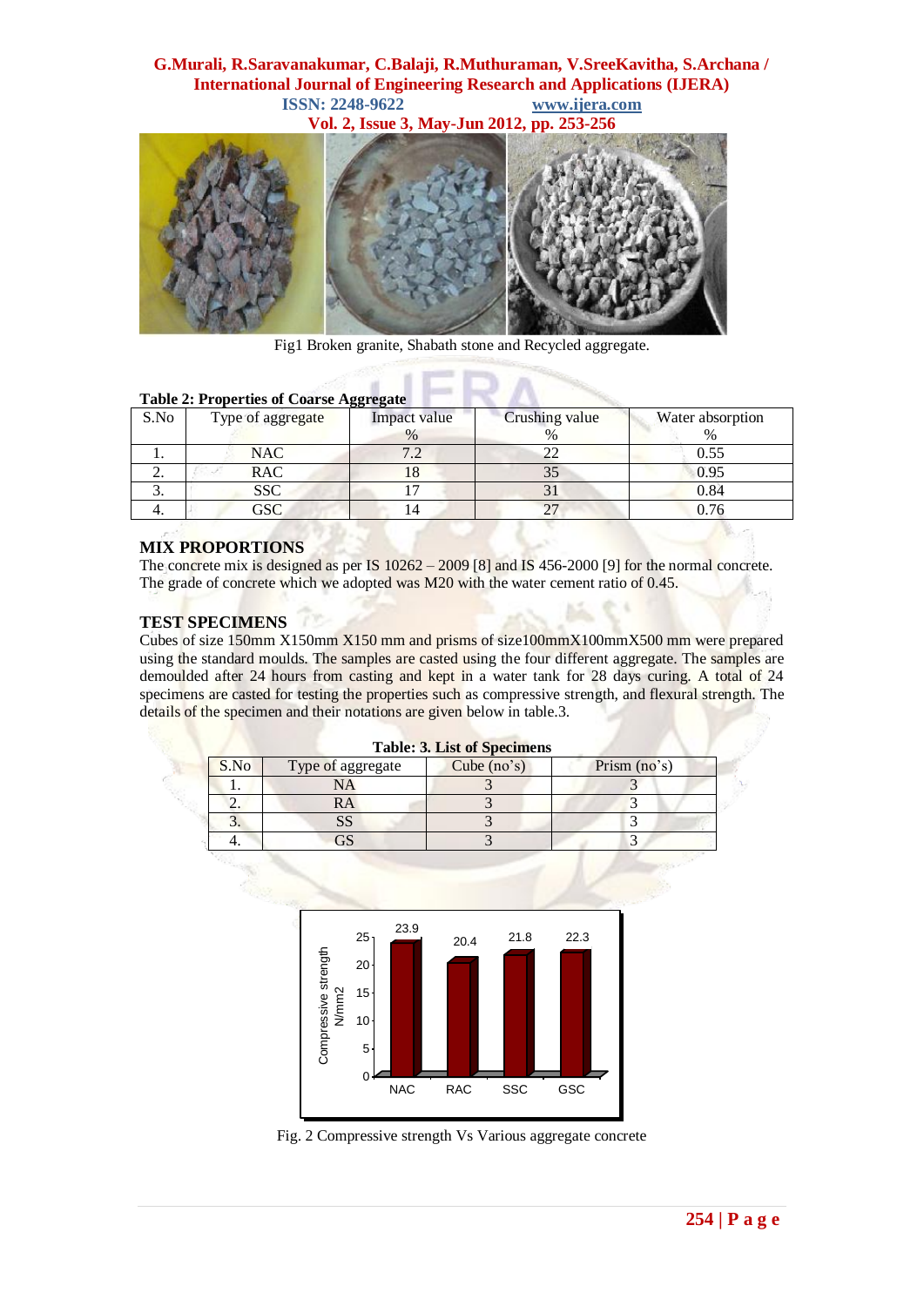Fig1 Broken granite, Shabath stone and Recycled aggregate.

**Table 2: Properties of Coarse Aggregate**

| S.No | Type of aggregate | Impact value % | Crushing value % | Water absorption % |
|---|---|---|---|---|
| 1. | NAC | 7.2 | 22 | 0.55 |
| 2. | RAC | 18 | 35 | 0.95 |
| 3. | SSC | 17 | 31 | 0.84 |
| 4. | GSC | 14 | 27 | 0.76 |

## MIX PROPORTIONS

The concrete mix is designed as per IS 10262 – 2009 [8] and IS 456-2000 [9] for the normal concrete. The grade of concrete which we adopted was M20 with the water cement ratio of 0.45.

## TEST SPECIMENS

Cubes of size 150mm X150mm X150 mm and prisms of size100mmX100mmX500 mm were prepared using the standard moulds. The samples are casted using the four different aggregate. The samples are demoulded after 24 hours from casting and kept in a water tank for 28 days curing. A total of 24 specimens are casted for testing the properties such as compressive strength, and flexural strength. The details of the specimen and their notations are given below in table.3.

**Table: 3. List of Specimens**

| S.No | Type of aggregate | Cube (no's) | Prism (no's) |
|---|---|---|---|
| 1. | NA | 3 | 3 |
| 2. | RA | 3 | 3 |
| 3. | SS | 3 | 3 |
| 4. | GS | 3 | 3 |

Compressive strength N/mm2

0
5
10
15
20
25

23.9
20.4
21.8
22.3

NAC
RAC
SSC
GSC

Fig. 2 Compressive strength Vs Various aggregate concrete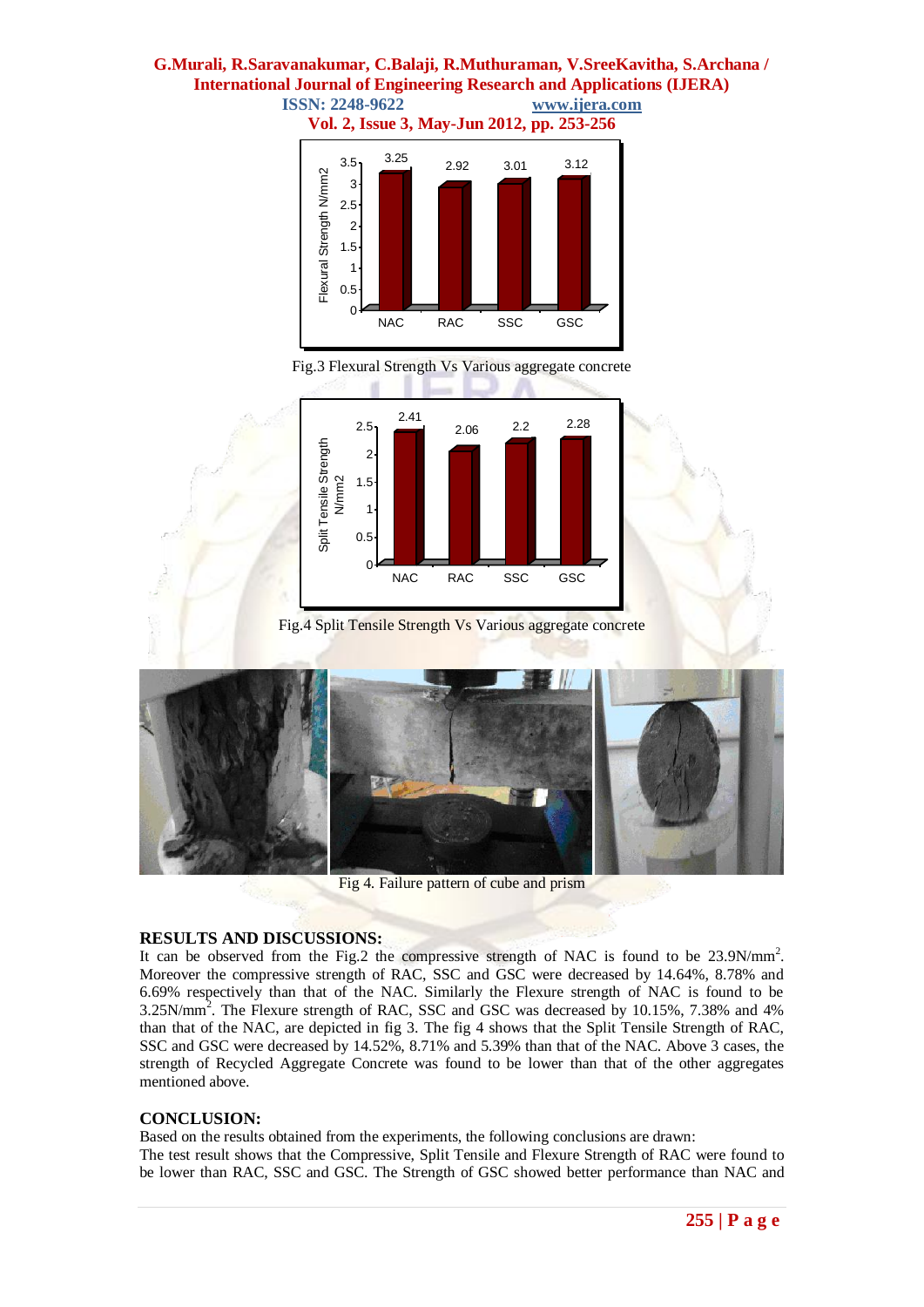3.5
3
2.5
2
1.5
1
0.5
0

Flexural Strength N/mm2

3.25 2.92 3.01 3.12

NAC RAC SSC GSC

Fig.3 Flexural Strength Vs Various aggregate concrete

2.5
2
1.5
1
0.5
0

Split Tensile Strength N/mm2

2.41 2.06 2.2 2.28

NAC RAC SSC GSC

Fig.4 Split Tensile Strength Vs Various aggregate concrete

Fig 4. Failure pattern of cube and prism

## RESULTS AND DISCUSSIONS:

It can be observed from the Fig.2 the compressive strength of NAC is found to be 23.9N/mm$^2$. Moreover the compressive strength of RAC, SSC and GSC were decreased by 14.64%, 8.78% and 6.69% respectively than that of the NAC. Similarly the Flexure strength of NAC is found to be 3.25N/mm$^2$. The Flexure strength of RAC, SSC and GSC was decreased by 10.15%, 7.38% and 4% than that of the NAC, are depicted in fig 3. The fig 4 shows that the Split Tensile Strength of RAC, SSC and GSC were decreased by 14.52%, 8.71% and 5.39% than that of the NAC. Above 3 cases, the strength of Recycled Aggregate Concrete was found to be lower than that of the other aggregates mentioned above.

## CONCLUSION:

Based on the results obtained from the experiments, the following conclusions are drawn:

The test result shows that the Compressive, Split Tensile and Flexure Strength of RAC were found to be lower than RAC, SSC and GSC. The Strength of GSC showed better performance than NAC and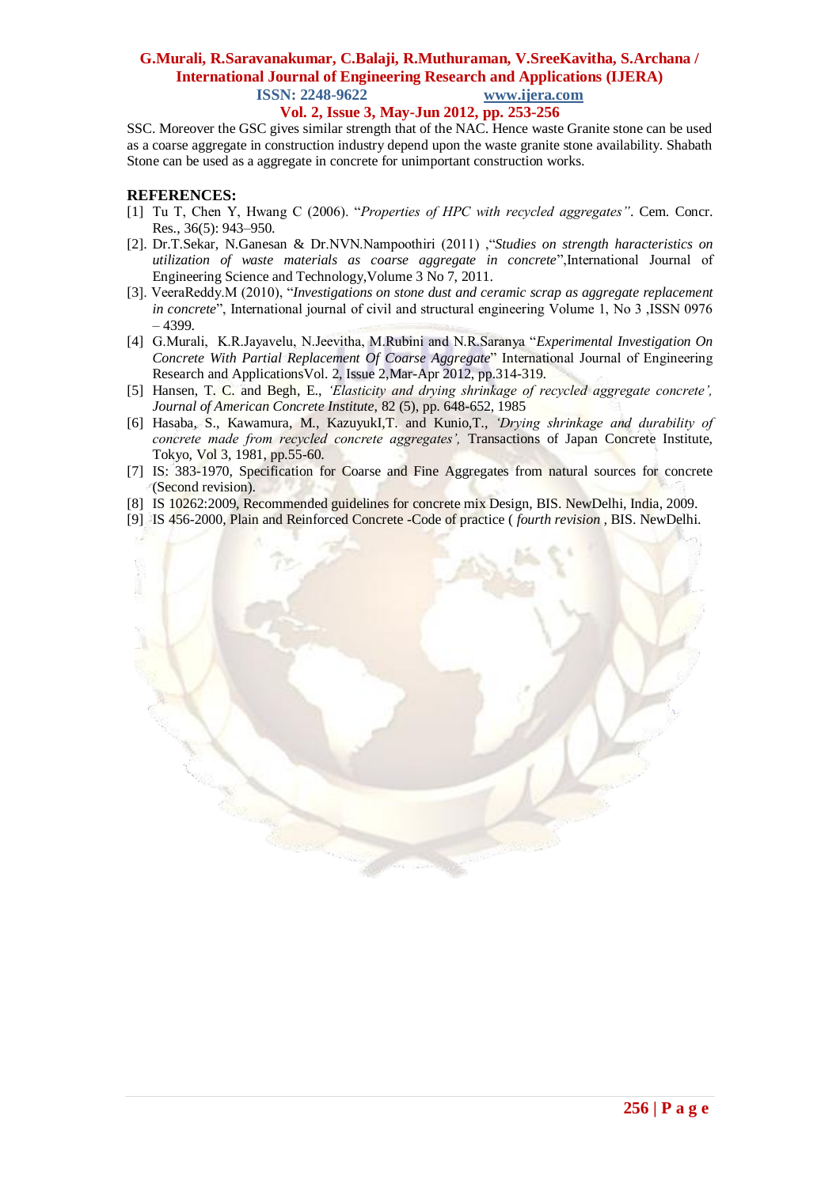SSC. Moreover the GSC gives similar strength that of the NAC. Hence waste Granite stone can be used as a coarse aggregate in construction industry depend upon the waste granite stone availability. Shabath Stone can be used as a aggregate in concrete for unimportant construction works.

## REFERENCES:

[1] Tu T, Chen Y, Hwang C (2006). "*Properties of HPC with recycled aggregates"*. Cem. Concr. Res., 36(5): 943–950.

[2]. Dr.T.Sekar, N.Ganesan & Dr.NVN.Nampoothiri (2011) ,"*Studies on strength haracteristics on utilization of waste materials as coarse aggregate in concrete*",International Journal of Engineering Science and Technology,Volume 3 No 7, 2011.

[3]. VeeraReddy.M (2010), "*Investigations on stone dust and ceramic scrap as aggregate replacement in concrete*", International journal of civil and structural engineering Volume 1, No 3 ,ISSN 0976 – 4399.

[4] G.Murali, K.R.Jayavelu, N.Jeevitha, M.Rubini and N.R.Saranya "*Experimental Investigation On Concrete With Partial Replacement Of Coarse Aggregate*" International Journal of Engineering Research and ApplicationsVol. 2, Issue 2,Mar-Apr 2012, pp.314-319.

[5] Hansen, T. C. and Begh, E., *'Elasticity and drying shrinkage of recycled aggregate concrete', Journal of American Concrete Institute*, 82 (5), pp. 648-652, 1985

[6] Hasaba, S., Kawamura, M., KazuyukI,T. and Kunio,T., *'Drying shrinkage and durability of concrete made from recycled concrete aggregates',* Transactions of Japan Concrete Institute, Tokyo, Vol 3, 1981, pp.55-60.

[7] IS: 383-1970, Specification for Coarse and Fine Aggregates from natural sources for concrete (Second revision).

[8] IS 10262:2009, Recommended guidelines for concrete mix Design, BIS. NewDelhi, India, 2009.

[9] IS 456-2000, Plain and Reinforced Concrete -Code of practice ( *fourth revision* , BIS. NewDelhi.